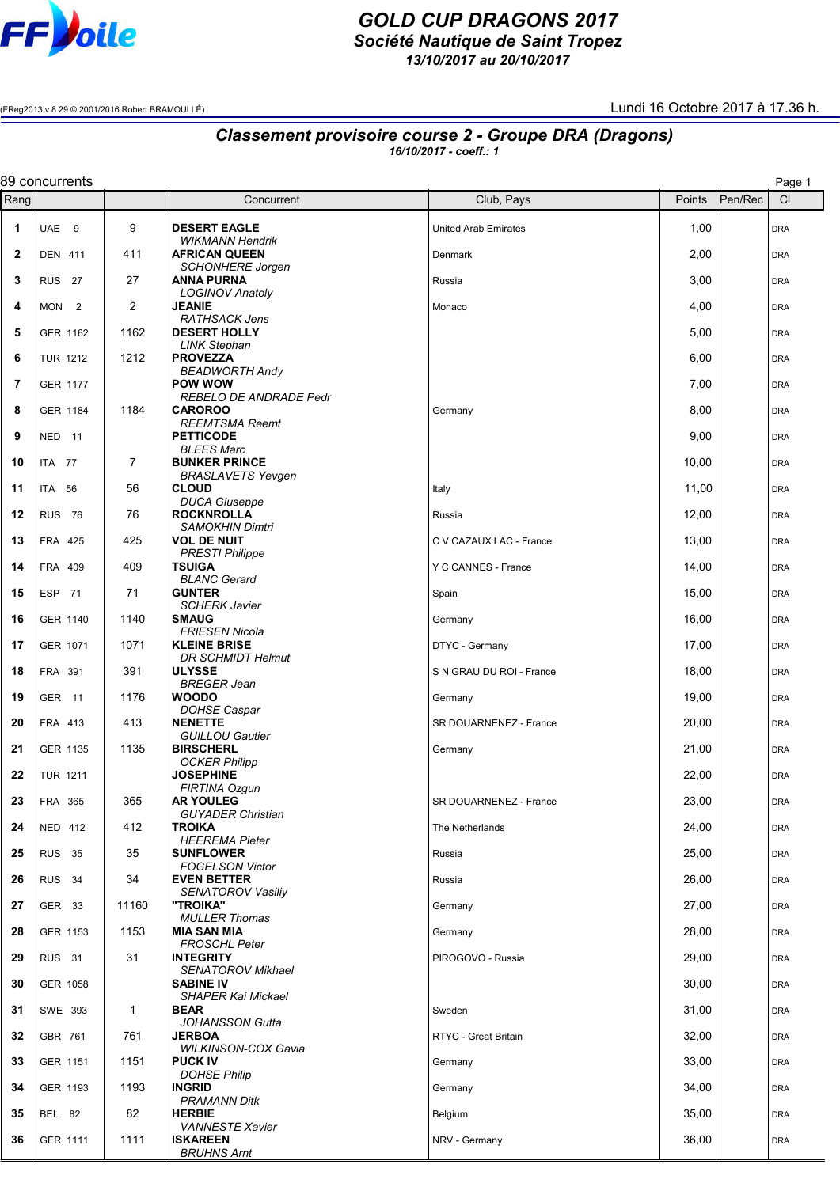FFVoile

# GOLD CUP DRAGONS 2017
## Société Nautique de Saint Tropez
### 13/10/2017 au 20/10/2017

(FReg2013 v.8.29 © 2001/2016 Robert BRAMOULLÉ)

Lundi 16 Octobre 2017 à 17.36 h.

## Classement provisoire course 2 - Groupe DRA (Dragons)
*16/10/2017 - coeff.: 1*

89 concurrents

| Rang | | | Concurrent | Club, Pays | Points | Pen/Rec | Cl |
|---|---|---|---|---|---|---|---|
| 1 | UAE 9 | 9 | **DESERT EAGLE** *WIKMANN Hendrik* | United Arab Emirates | 1,00 | | DRA |
| 2 | DEN 411 | 411 | **AFRICAN QUEEN** *SCHONHERE Jorgen* | Denmark | 2,00 | | DRA |
| 3 | RUS 27 | 27 | **ANNA PURNA** *LOGINOV Anatoly* | Russia | 3,00 | | DRA |
| 4 | MON 2 | 2 | **JEANIE** *RATHSACK Jens* | Monaco | 4,00 | | DRA |
| 5 | GER 1162 | 1162 | **DESERT HOLLY** *LINK Stephan* | | 5,00 | | DRA |
| 6 | TUR 1212 | 1212 | **PROVEZZA** *BEADWORTH Andy* | | 6,00 | | DRA |
| 7 | GER 1177 | | **POW WOW** *REBELO DE ANDRADE Pedr* | | 7,00 | | DRA |
| 8 | GER 1184 | 1184 | **CAROROO** *REEMTSMA Reemt* | Germany | 8,00 | | DRA |
| 9 | NED 11 | | **PETTICODE** *BLEES Marc* | | 9,00 | | DRA |
| 10 | ITA 77 | 7 | **BUNKER PRINCE** *BRASLAVETS Yevgen* | | 10,00 | | DRA |
| 11 | ITA 56 | 56 | **CLOUD** *DUCA Giuseppe* | Italy | 11,00 | | DRA |
| 12 | RUS 76 | 76 | **ROCKNROLLA** *SAMOKHIN Dimtri* | Russia | 12,00 | | DRA |
| 13 | FRA 425 | 425 | **VOL DE NUIT** *PRESTI Philippe* | C V CAZAUX LAC - France | 13,00 | | DRA |
| 14 | FRA 409 | 409 | **TSUIGA** *BLANC Gerard* | Y C CANNES - France | 14,00 | | DRA |
| 15 | ESP 71 | 71 | **GUNTER** *SCHERK Javier* | Spain | 15,00 | | DRA |
| 16 | GER 1140 | 1140 | **SMAUG** *FRIESEN Nicola* | Germany | 16,00 | | DRA |
| 17 | GER 1071 | 1071 | **KLEINE BRISE** *DR SCHMIDT Helmut* | DTYC - Germany | 17,00 | | DRA |
| 18 | FRA 391 | 391 | **ULYSSE** *BREGER Jean* | S N GRAU DU ROI - France | 18,00 | | DRA |
| 19 | GER 11 | 1176 | **WOODO** *DOHSE Caspar* | Germany | 19,00 | | DRA |
| 20 | FRA 413 | 413 | **NENETTE** *GUILLOU Gautier* | SR DOUARNENEZ - France | 20,00 | | DRA |
| 21 | GER 1135 | 1135 | **BIRSCHERL** *OCKER Philipp* | Germany | 21,00 | | DRA |
| 22 | TUR 1211 | | **JOSEPHINE** *FIRTINA Ozgun* | | 22,00 | | DRA |
| 23 | FRA 365 | 365 | **AR YOULEG** *GUYADER Christian* | SR DOUARNENEZ - France | 23,00 | | DRA |
| 24 | NED 412 | 412 | **TROIKA** *HEEREMA Pieter* | The Netherlands | 24,00 | | DRA |
| 25 | RUS 35 | 35 | **SUNFLOWER** *FOGELSON Victor* | Russia | 25,00 | | DRA |
| 26 | RUS 34 | 34 | **EVEN BETTER** *SENATOROV Vasiliy* | Russia | 26,00 | | DRA |
| 27 | GER 33 | 11160 | **"TROIKA"** *MULLER Thomas* | Germany | 27,00 | | DRA |
| 28 | GER 1153 | 1153 | **MIA SAN MIA** *FROSCHL Peter* | Germany | 28,00 | | DRA |
| 29 | RUS 31 | 31 | **INTEGRITY** *SENATOROV Mikhael* | PIROGOVO - Russia | 29,00 | | DRA |
| 30 | GER 1058 | | **SABINE IV** *SHAPER Kai Mickael* | | 30,00 | | DRA |
| 31 | SWE 393 | 1 | **BEAR** *JOHANSSON Gutta* | Sweden | 31,00 | | DRA |
| 32 | GBR 761 | 761 | **JERBOA** *WILKINSON-COX Gavia* | RTYC - Great Britain | 32,00 | | DRA |
| 33 | GER 1151 | 1151 | **PUCK IV** *DOHSE Philip* | Germany | 33,00 | | DRA |
| 34 | GER 1193 | 1193 | **INGRID** *PRAMANN Ditk* | Germany | 34,00 | | DRA |
| 35 | BEL 82 | 82 | **HERBIE** *VANNESTE Xavier* | Belgium | 35,00 | | DRA |
| 36 | GER 1111 | 1111 | **ISKAREEN** *BRUHNS Arnt* | NRV - Germany | 36,00 | | DRA |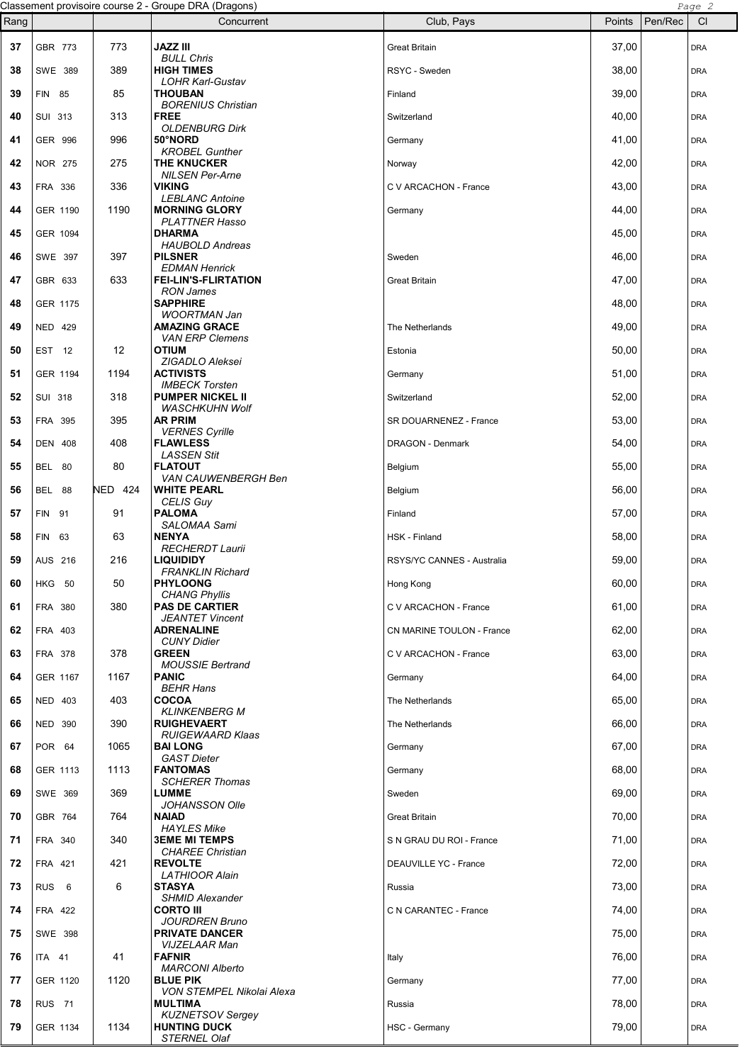Classement provisoire course 2 - Groupe DRA (Dragons)

| Rang | | | Concurrent | Club, Pays | Points | Pen/Rec | Cl |
|---|---|---|---|---|---|---|---|
| 37 | GBR 773 | 773 | **JAZZ III** *BULL Chris* | Great Britain | 37,00 | | DRA |
| 38 | SWE 389 | 389 | **HIGH TIMES** *LOHR Karl-Gustav* | RSYC - Sweden | 38,00 | | DRA |
| 39 | FIN 85 | 85 | **THOUBAN** *BORENIUS Christian* | Finland | 39,00 | | DRA |
| 40 | SUI 313 | 313 | **FREE** *OLDENBURG Dirk* | Switzerland | 40,00 | | DRA |
| 41 | GER 996 | 996 | **50°NORD** *KROBEL Gunther* | Germany | 41,00 | | DRA |
| 42 | NOR 275 | 275 | **THE KNUCKER** *NILSEN Per-Arne* | Norway | 42,00 | | DRA |
| 43 | FRA 336 | 336 | **VIKING** *LEBLANC Antoine* | C V ARCACHON - France | 43,00 | | DRA |
| 44 | GER 1190 | 1190 | **MORNING GLORY** *PLATTNER Hasso* | Germany | 44,00 | | DRA |
| 45 | GER 1094 | | **DHARMA** *HAUBOLD Andreas* | | 45,00 | | DRA |
| 46 | SWE 397 | 397 | **PILSNER** *EDMAN Henrick* | Sweden | 46,00 | | DRA |
| 47 | GBR 633 | 633 | **FEI-LIN'S-FLIRTATION** *RON James* | Great Britain | 47,00 | | DRA |
| 48 | GER 1175 | | **SAPPHIRE** *WOORTMAN Jan* | | 48,00 | | DRA |
| 49 | NED 429 | | **AMAZING GRACE** *VAN ERP Clemens* | The Netherlands | 49,00 | | DRA |
| 50 | EST 12 | 12 | **OTIUM** *ZIGADLO Aleksei* | Estonia | 50,00 | | DRA |
| 51 | GER 1194 | 1194 | **ACTIVISTS** *IMBECK Torsten* | Germany | 51,00 | | DRA |
| 52 | SUI 318 | 318 | **PUMPER NICKEL II** *WASCHKUHN Wolf* | Switzerland | 52,00 | | DRA |
| 53 | FRA 395 | 395 | **AR PRIM** *VERNES Cyrille* | SR DOUARNENEZ - France | 53,00 | | DRA |
| 54 | DEN 408 | 408 | **FLAWLESS** *LASSEN Stit* | DRAGON - Denmark | 54,00 | | DRA |
| 55 | BEL 80 | 80 | **FLATOUT** *VAN CAUWENBERGH Ben* | Belgium | 55,00 | | DRA |
| 56 | BEL 88 | NED 424 | **WHITE PEARL** *CELIS Guy* | Belgium | 56,00 | | DRA |
| 57 | FIN 91 | 91 | **PALOMA** *SALOMAA Sami* | Finland | 57,00 | | DRA |
| 58 | FIN 63 | 63 | **NENYA** *RECHERDT Laurii* | HSK - Finland | 58,00 | | DRA |
| 59 | AUS 216 | 216 | **LIQUIDIDY** *FRANKLIN Richard* | RSYS/YC CANNES - Australia | 59,00 | | DRA |
| 60 | HKG 50 | 50 | **PHYLOONG** *CHANG Phyllis* | Hong Kong | 60,00 | | DRA |
| 61 | FRA 380 | 380 | **PAS DE CARTIER** *JEANTET Vincent* | C V ARCACHON - France | 61,00 | | DRA |
| 62 | FRA 403 | | **ADRENALINE** *CUNY Didier* | CN MARINE TOULON - France | 62,00 | | DRA |
| 63 | FRA 378 | 378 | **GREEN** *MOUSSIE Bertrand* | C V ARCACHON - France | 63,00 | | DRA |
| 64 | GER 1167 | 1167 | **PANIC** *BEHR Hans* | Germany | 64,00 | | DRA |
| 65 | NED 403 | 403 | **COCOA** *KLINKENBERG M* | The Netherlands | 65,00 | | DRA |
| 66 | NED 390 | 390 | **RUIGHEVAERT** *RUIGEWAARD Klaas* | The Netherlands | 66,00 | | DRA |
| 67 | POR 64 | 1065 | **BAI LONG** *GAST Dieter* | Germany | 67,00 | | DRA |
| 68 | GER 1113 | 1113 | **FANTOMAS** *SCHERER Thomas* | Germany | 68,00 | | DRA |
| 69 | SWE 369 | 369 | **LUMME** *JOHANSSON Olle* | Sweden | 69,00 | | DRA |
| 70 | GBR 764 | 764 | **NAIAD** *HAYLES Mike* | Great Britain | 70,00 | | DRA |
| 71 | FRA 340 | 340 | **3EME MI TEMPS** *CHAREE Christian* | S N GRAU DU ROI - France | 71,00 | | DRA |
| 72 | FRA 421 | 421 | **REVOLTE** *LATHIOOR Alain* | DEAUVILLE YC - France | 72,00 | | DRA |
| 73 | RUS 6 | 6 | **STASYA** *SHMID Alexander* | Russia | 73,00 | | DRA |
| 74 | FRA 422 | | **CORTO III** *JOURDREN Bruno* | C N CARANTEC - France | 74,00 | | DRA |
| 75 | SWE 398 | | **PRIVATE DANCER** *VIJZELAAR Man* | | 75,00 | | DRA |
| 76 | ITA 41 | 41 | **FAFNIR** *MARCONI Alberto* | Italy | 76,00 | | DRA |
| 77 | GER 1120 | 1120 | **BLUE PIK** *VON STEMPEL Nikolai Alexa* | Germany | 77,00 | | DRA |
| 78 | RUS 71 | | **MULTIMA** *KUZNETSOV Sergey* | Russia | 78,00 | | DRA |
| 79 | GER 1134 | 1134 | **HUNTING DUCK** *STERNEL Olaf* | HSC - Germany | 79,00 | | DRA |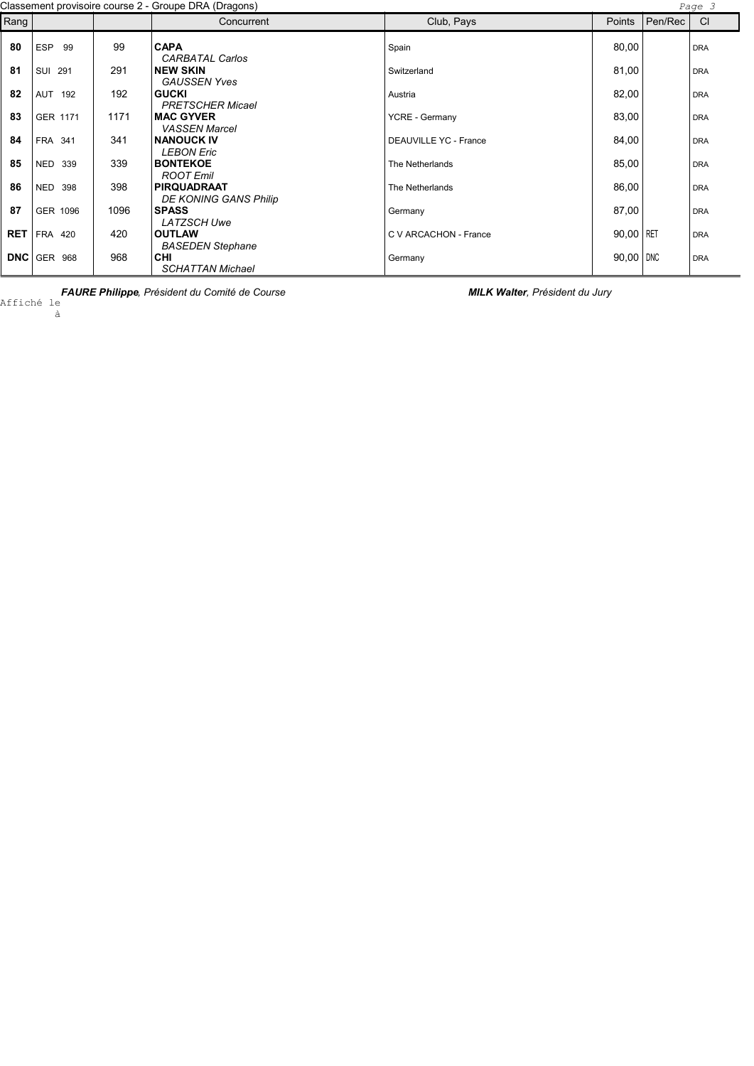Classement provisoire course 2 - Groupe DRA (Dragons)

| Rang | | | Concurrent | Club, Pays | Points | Pen/Rec | Cl |
|---|---|---|---|---|---|---|---|
| **80** | ESP 99 | 99 | **CAPA** *CARBATAL Carlos* | Spain | 80,00 | | DRA |
| **81** | SUI 291 | 291 | **NEW SKIN** *GAUSSEN Yves* | Switzerland | 81,00 | | DRA |
| **82** | AUT 192 | 192 | **GUCKI** *PRETSCHER Micael* | Austria | 82,00 | | DRA |
| **83** | GER 1171 | 1171 | **MAC GYVER** *VASSEN Marcel* | YCRE - Germany | 83,00 | | DRA |
| **84** | FRA 341 | 341 | **NANOUCK IV** *LEBON Eric* | DEAUVILLE YC - France | 84,00 | | DRA |
| **85** | NED 339 | 339 | **BONTEKOE** *ROOT Emil* | The Netherlands | 85,00 | | DRA |
| **86** | NED 398 | 398 | **PIRQUADRAAT** *DE KONING GANS Philip* | The Netherlands | 86,00 | | DRA |
| **87** | GER 1096 | 1096 | **SPASS** *LATZSCH Uwe* | Germany | 87,00 | | DRA |
| **RET** | FRA 420 | 420 | **OUTLAW** *BASEDEN Stephane* | C V ARCACHON - France | 90,00 | RET | DRA |
| **DNC** | GER 968 | 968 | **CHI** *SCHATTAN Michael* | Germany | 90,00 | DNC | DRA |

***FAURE Philippe**, Président du Comité de Course*

***MILK Walter**, Président du Jury*

Affiché le

à